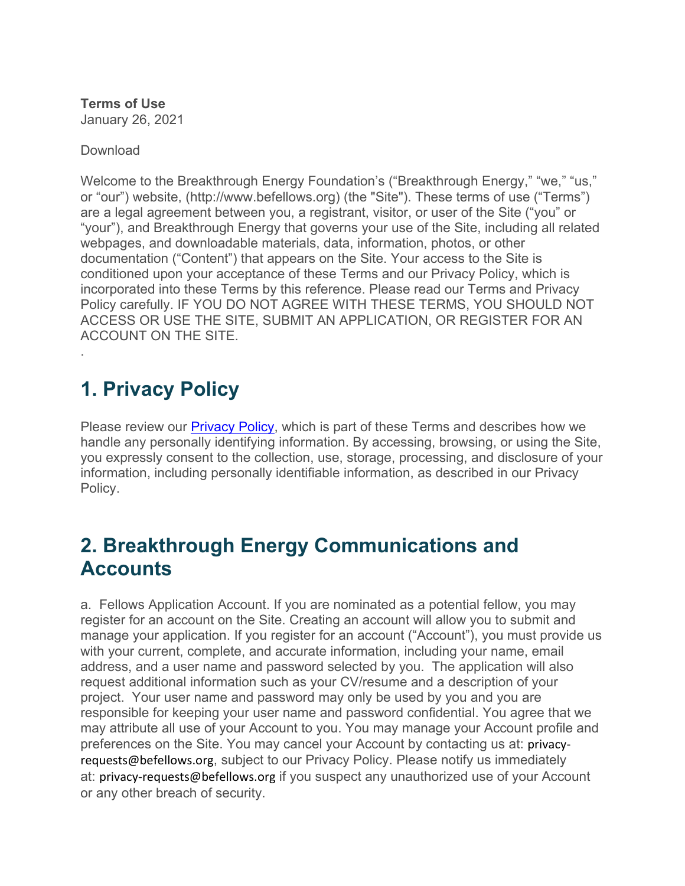**Terms of Use**
January 26, 2021

Download

Welcome to the Breakthrough Energy Foundation's ("Breakthrough Energy," "we," "us," or "our") website, (http://www.befellows.org) (the "Site"). These terms of use ("Terms") are a legal agreement between you, a registrant, visitor, or user of the Site ("you" or "your"), and Breakthrough Energy that governs your use of the Site, including all related webpages, and downloadable materials, data, information, photos, or other documentation ("Content") that appears on the Site. Your access to the Site is conditioned upon your acceptance of these Terms and our Privacy Policy, which is incorporated into these Terms by this reference. Please read our Terms and Privacy Policy carefully. IF YOU DO NOT AGREE WITH THESE TERMS, YOU SHOULD NOT ACCESS OR USE THE SITE, SUBMIT AN APPLICATION, OR REGISTER FOR AN ACCOUNT ON THE SITE.

.

## 1. Privacy Policy

Please review our Privacy Policy, which is part of these Terms and describes how we handle any personally identifying information. By accessing, browsing, or using the Site, you expressly consent to the collection, use, storage, processing, and disclosure of your information, including personally identifiable information, as described in our Privacy Policy.

## 2. Breakthrough Energy Communications and Accounts

a. Fellows Application Account. If you are nominated as a potential fellow, you may register for an account on the Site. Creating an account will allow you to submit and manage your application. If you register for an account ("Account"), you must provide us with your current, complete, and accurate information, including your name, email address, and a user name and password selected by you. The application will also request additional information such as your CV/resume and a description of your project. Your user name and password may only be used by you and you are responsible for keeping your user name and password confidential. You agree that we may attribute all use of your Account to you. You may manage your Account profile and preferences on the Site. You may cancel your Account by contacting us at: privacy-requests@befellows.org, subject to our Privacy Policy. Please notify us immediately at: privacy-requests@befellows.org if you suspect any unauthorized use of your Account or any other breach of security.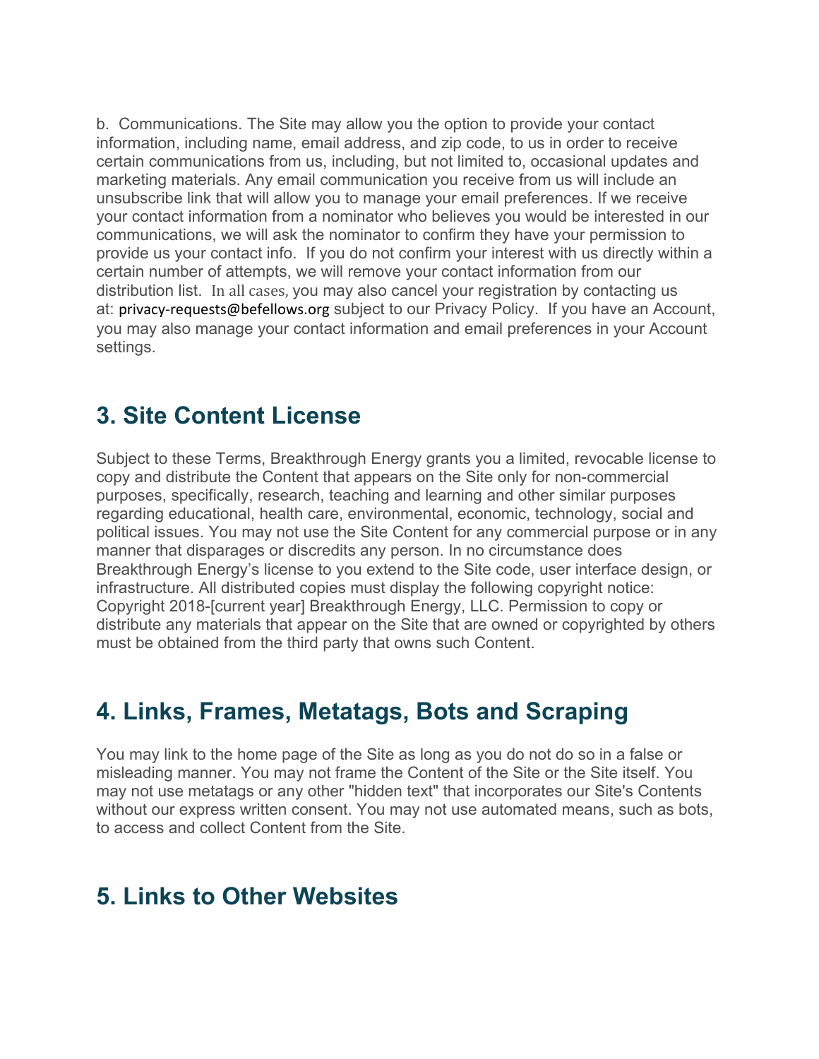b. Communications. The Site may allow you the option to provide your contact information, including name, email address, and zip code, to us in order to receive certain communications from us, including, but not limited to, occasional updates and marketing materials. Any email communication you receive from us will include an unsubscribe link that will allow you to manage your email preferences. If we receive your contact information from a nominator who believes you would be interested in our communications, we will ask the nominator to confirm they have your permission to provide us your contact info. If you do not confirm your interest with us directly within a certain number of attempts, we will remove your contact information from our distribution list. In all cases, you may also cancel your registration by contacting us at: privacy-requests@befellows.org subject to our Privacy Policy. If you have an Account, you may also manage your contact information and email preferences in your Account settings.

## 3. Site Content License

Subject to these Terms, Breakthrough Energy grants you a limited, revocable license to copy and distribute the Content that appears on the Site only for non-commercial purposes, specifically, research, teaching and learning and other similar purposes regarding educational, health care, environmental, economic, technology, social and political issues. You may not use the Site Content for any commercial purpose or in any manner that disparages or discredits any person. In no circumstance does Breakthrough Energy's license to you extend to the Site code, user interface design, or infrastructure. All distributed copies must display the following copyright notice: Copyright 2018-[current year] Breakthrough Energy, LLC. Permission to copy or distribute any materials that appear on the Site that are owned or copyrighted by others must be obtained from the third party that owns such Content.

## 4. Links, Frames, Metatags, Bots and Scraping

You may link to the home page of the Site as long as you do not do so in a false or misleading manner. You may not frame the Content of the Site or the Site itself. You may not use metatags or any other "hidden text" that incorporates our Site's Contents without our express written consent. You may not use automated means, such as bots, to access and collect Content from the Site.

## 5. Links to Other Websites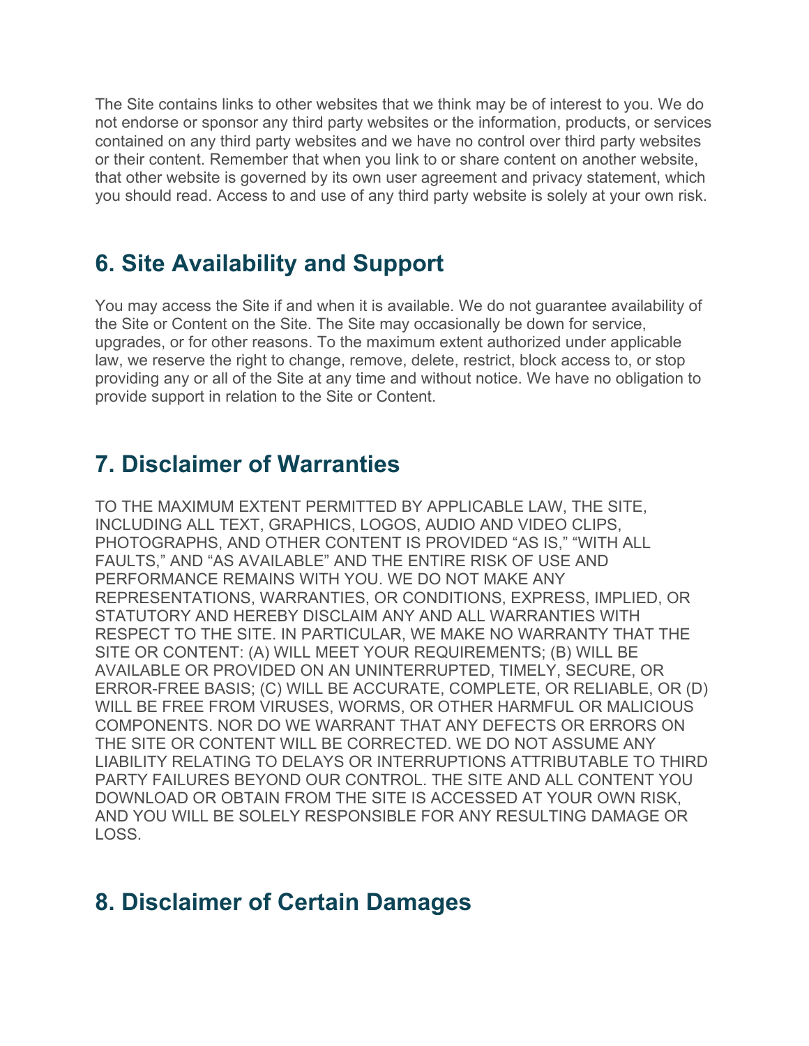The Site contains links to other websites that we think may be of interest to you. We do not endorse or sponsor any third party websites or the information, products, or services contained on any third party websites and we have no control over third party websites or their content. Remember that when you link to or share content on another website, that other website is governed by its own user agreement and privacy statement, which you should read. Access to and use of any third party website is solely at your own risk.

## 6. Site Availability and Support

You may access the Site if and when it is available. We do not guarantee availability of the Site or Content on the Site. The Site may occasionally be down for service, upgrades, or for other reasons. To the maximum extent authorized under applicable law, we reserve the right to change, remove, delete, restrict, block access to, or stop providing any or all of the Site at any time and without notice. We have no obligation to provide support in relation to the Site or Content.

## 7. Disclaimer of Warranties

TO THE MAXIMUM EXTENT PERMITTED BY APPLICABLE LAW, THE SITE, INCLUDING ALL TEXT, GRAPHICS, LOGOS, AUDIO AND VIDEO CLIPS, PHOTOGRAPHS, AND OTHER CONTENT IS PROVIDED “AS IS,” “WITH ALL FAULTS,” AND “AS AVAILABLE” AND THE ENTIRE RISK OF USE AND PERFORMANCE REMAINS WITH YOU. WE DO NOT MAKE ANY REPRESENTATIONS, WARRANTIES, OR CONDITIONS, EXPRESS, IMPLIED, OR STATUTORY AND HEREBY DISCLAIM ANY AND ALL WARRANTIES WITH RESPECT TO THE SITE. IN PARTICULAR, WE MAKE NO WARRANTY THAT THE SITE OR CONTENT: (A) WILL MEET YOUR REQUIREMENTS; (B) WILL BE AVAILABLE OR PROVIDED ON AN UNINTERRUPTED, TIMELY, SECURE, OR ERROR-FREE BASIS; (C) WILL BE ACCURATE, COMPLETE, OR RELIABLE, OR (D) WILL BE FREE FROM VIRUSES, WORMS, OR OTHER HARMFUL OR MALICIOUS COMPONENTS. NOR DO WE WARRANT THAT ANY DEFECTS OR ERRORS ON THE SITE OR CONTENT WILL BE CORRECTED. WE DO NOT ASSUME ANY LIABILITY RELATING TO DELAYS OR INTERRUPTIONS ATTRIBUTABLE TO THIRD PARTY FAILURES BEYOND OUR CONTROL. THE SITE AND ALL CONTENT YOU DOWNLOAD OR OBTAIN FROM THE SITE IS ACCESSED AT YOUR OWN RISK, AND YOU WILL BE SOLELY RESPONSIBLE FOR ANY RESULTING DAMAGE OR LOSS.

## 8. Disclaimer of Certain Damages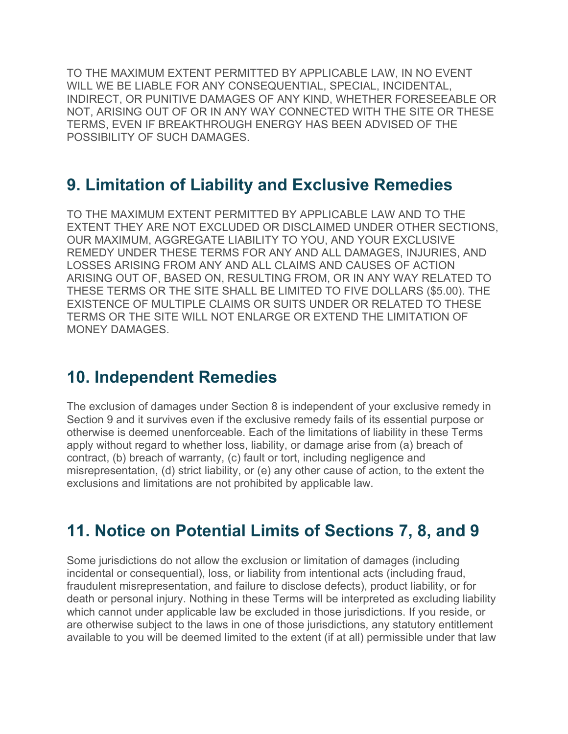TO THE MAXIMUM EXTENT PERMITTED BY APPLICABLE LAW, IN NO EVENT WILL WE BE LIABLE FOR ANY CONSEQUENTIAL, SPECIAL, INCIDENTAL, INDIRECT, OR PUNITIVE DAMAGES OF ANY KIND, WHETHER FORESEEABLE OR NOT, ARISING OUT OF OR IN ANY WAY CONNECTED WITH THE SITE OR THESE TERMS, EVEN IF BREAKTHROUGH ENERGY HAS BEEN ADVISED OF THE POSSIBILITY OF SUCH DAMAGES.

## 9. Limitation of Liability and Exclusive Remedies

TO THE MAXIMUM EXTENT PERMITTED BY APPLICABLE LAW AND TO THE EXTENT THEY ARE NOT EXCLUDED OR DISCLAIMED UNDER OTHER SECTIONS, OUR MAXIMUM, AGGREGATE LIABILITY TO YOU, AND YOUR EXCLUSIVE REMEDY UNDER THESE TERMS FOR ANY AND ALL DAMAGES, INJURIES, AND LOSSES ARISING FROM ANY AND ALL CLAIMS AND CAUSES OF ACTION ARISING OUT OF, BASED ON, RESULTING FROM, OR IN ANY WAY RELATED TO THESE TERMS OR THE SITE SHALL BE LIMITED TO FIVE DOLLARS ($5.00). THE EXISTENCE OF MULTIPLE CLAIMS OR SUITS UNDER OR RELATED TO THESE TERMS OR THE SITE WILL NOT ENLARGE OR EXTEND THE LIMITATION OF MONEY DAMAGES.

## 10. Independent Remedies

The exclusion of damages under Section 8 is independent of your exclusive remedy in Section 9 and it survives even if the exclusive remedy fails of its essential purpose or otherwise is deemed unenforceable. Each of the limitations of liability in these Terms apply without regard to whether loss, liability, or damage arise from (a) breach of contract, (b) breach of warranty, (c) fault or tort, including negligence and misrepresentation, (d) strict liability, or (e) any other cause of action, to the extent the exclusions and limitations are not prohibited by applicable law.

## 11. Notice on Potential Limits of Sections 7, 8, and 9

Some jurisdictions do not allow the exclusion or limitation of damages (including incidental or consequential), loss, or liability from intentional acts (including fraud, fraudulent misrepresentation, and failure to disclose defects), product liability, or for death or personal injury. Nothing in these Terms will be interpreted as excluding liability which cannot under applicable law be excluded in those jurisdictions. If you reside, or are otherwise subject to the laws in one of those jurisdictions, any statutory entitlement available to you will be deemed limited to the extent (if at all) permissible under that law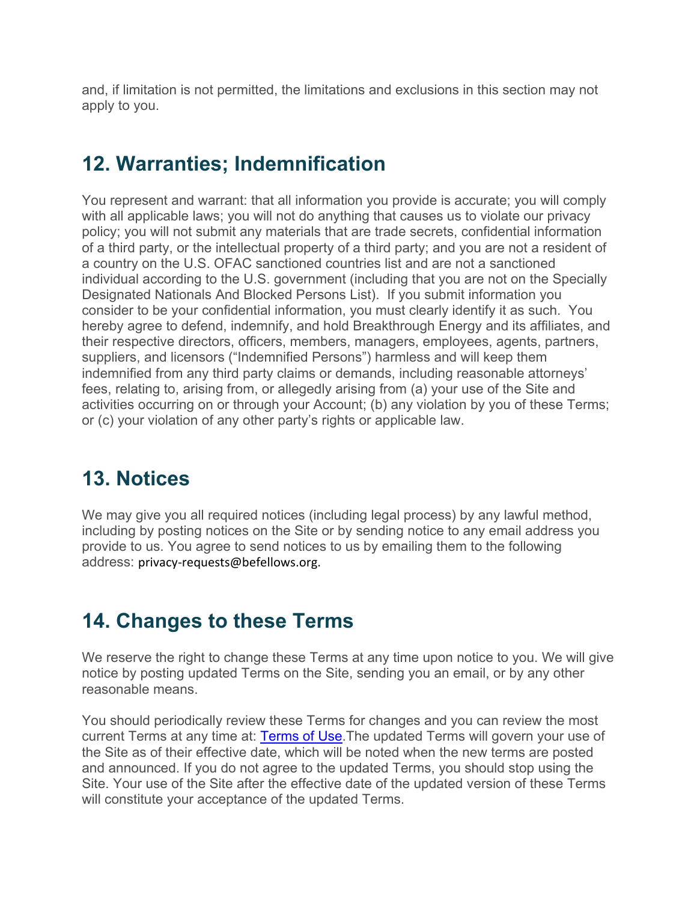and, if limitation is not permitted, the limitations and exclusions in this section may not apply to you.

## 12. Warranties; Indemnification

You represent and warrant: that all information you provide is accurate; you will comply with all applicable laws; you will not do anything that causes us to violate our privacy policy; you will not submit any materials that are trade secrets, confidential information of a third party, or the intellectual property of a third party; and you are not a resident of a country on the U.S. OFAC sanctioned countries list and are not a sanctioned individual according to the U.S. government (including that you are not on the Specially Designated Nationals And Blocked Persons List).  If you submit information you consider to be your confidential information, you must clearly identify it as such.  You hereby agree to defend, indemnify, and hold Breakthrough Energy and its affiliates, and their respective directors, officers, members, managers, employees, agents, partners, suppliers, and licensors ("Indemnified Persons") harmless and will keep them indemnified from any third party claims or demands, including reasonable attorneys' fees, relating to, arising from, or allegedly arising from (a) your use of the Site and activities occurring on or through your Account; (b) any violation by you of these Terms; or (c) your violation of any other party's rights or applicable law.

## 13. Notices

We may give you all required notices (including legal process) by any lawful method, including by posting notices on the Site or by sending notice to any email address you provide to us. You agree to send notices to us by emailing them to the following address: privacy-requests@befellows.org.

## 14. Changes to these Terms

We reserve the right to change these Terms at any time upon notice to you. We will give notice by posting updated Terms on the Site, sending you an email, or by any other reasonable means.

You should periodically review these Terms for changes and you can review the most current Terms at any time at: [Terms of Use](). The updated Terms will govern your use of the Site as of their effective date, which will be noted when the new terms are posted and announced. If you do not agree to the updated Terms, you should stop using the Site. Your use of the Site after the effective date of the updated version of these Terms will constitute your acceptance of the updated Terms.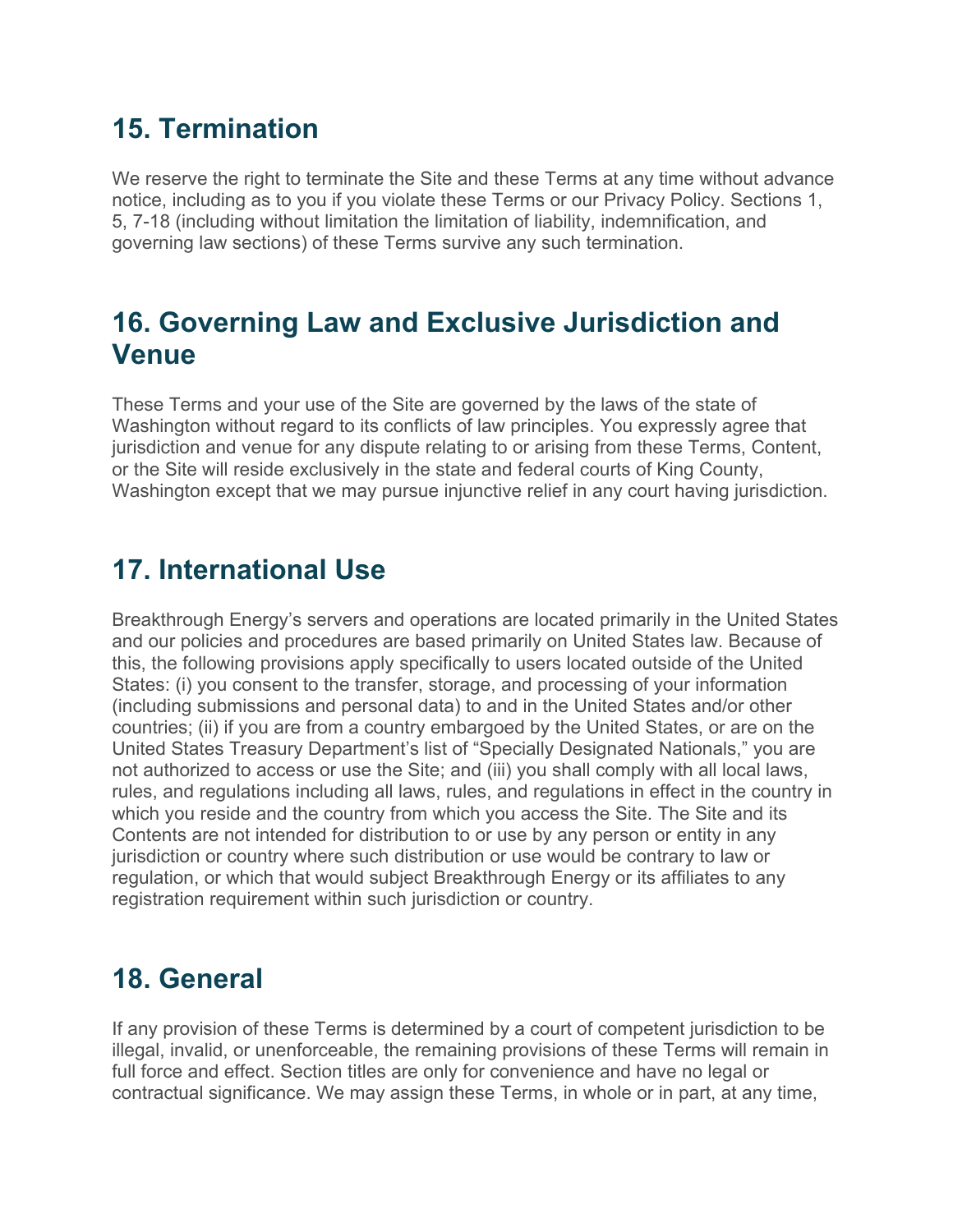## 15. Termination

We reserve the right to terminate the Site and these Terms at any time without advance notice, including as to you if you violate these Terms or our Privacy Policy. Sections 1, 5, 7-18 (including without limitation the limitation of liability, indemnification, and governing law sections) of these Terms survive any such termination.

## 16. Governing Law and Exclusive Jurisdiction and Venue

These Terms and your use of the Site are governed by the laws of the state of Washington without regard to its conflicts of law principles. You expressly agree that jurisdiction and venue for any dispute relating to or arising from these Terms, Content, or the Site will reside exclusively in the state and federal courts of King County, Washington except that we may pursue injunctive relief in any court having jurisdiction.

## 17. International Use

Breakthrough Energy's servers and operations are located primarily in the United States and our policies and procedures are based primarily on United States law. Because of this, the following provisions apply specifically to users located outside of the United States: (i) you consent to the transfer, storage, and processing of your information (including submissions and personal data) to and in the United States and/or other countries; (ii) if you are from a country embargoed by the United States, or are on the United States Treasury Department's list of "Specially Designated Nationals," you are not authorized to access or use the Site; and (iii) you shall comply with all local laws, rules, and regulations including all laws, rules, and regulations in effect in the country in which you reside and the country from which you access the Site. The Site and its Contents are not intended for distribution to or use by any person or entity in any jurisdiction or country where such distribution or use would be contrary to law or regulation, or which that would subject Breakthrough Energy or its affiliates to any registration requirement within such jurisdiction or country.

## 18. General

If any provision of these Terms is determined by a court of competent jurisdiction to be illegal, invalid, or unenforceable, the remaining provisions of these Terms will remain in full force and effect. Section titles are only for convenience and have no legal or contractual significance. We may assign these Terms, in whole or in part, at any time,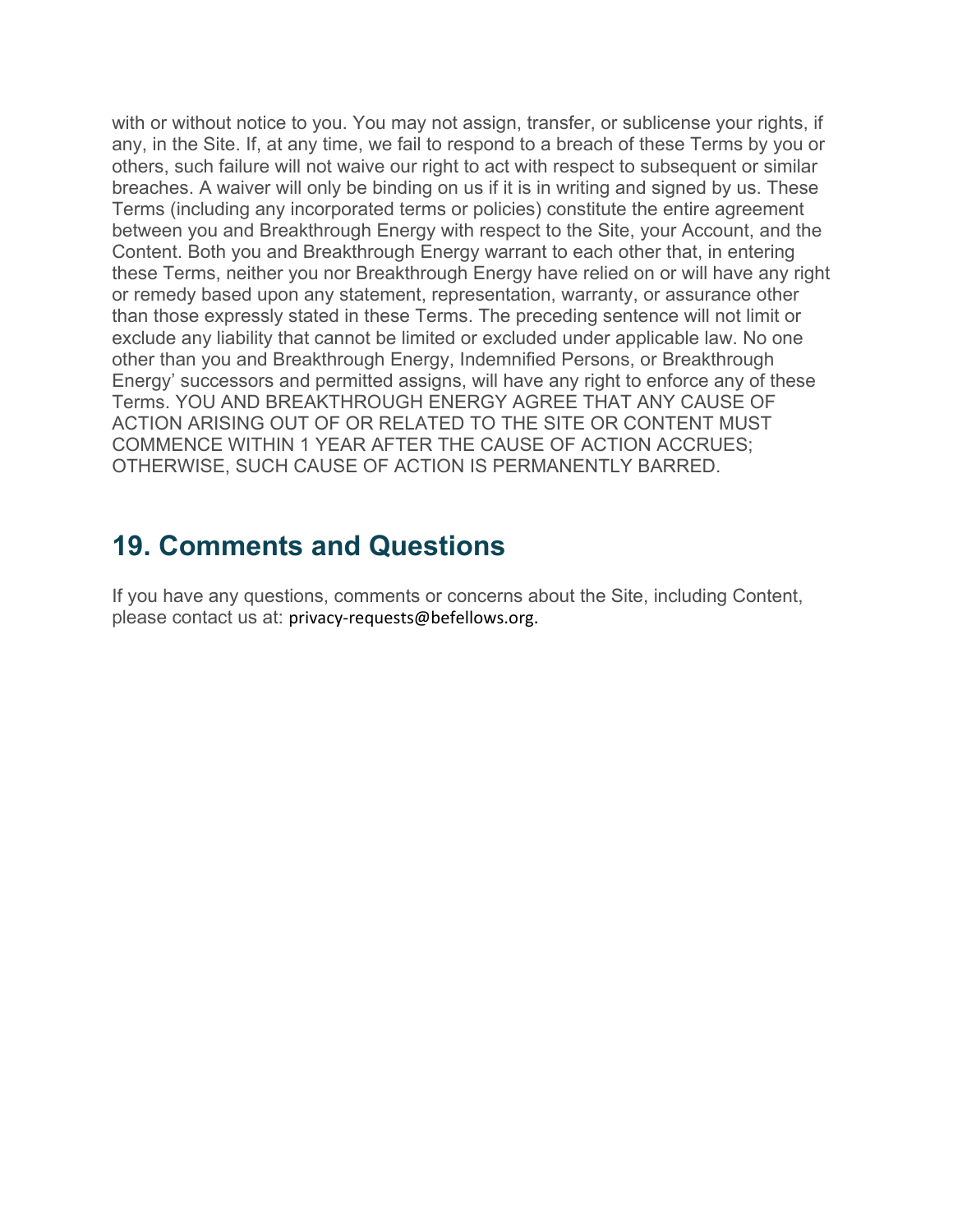with or without notice to you. You may not assign, transfer, or sublicense your rights, if any, in the Site. If, at any time, we fail to respond to a breach of these Terms by you or others, such failure will not waive our right to act with respect to subsequent or similar breaches. A waiver will only be binding on us if it is in writing and signed by us. These Terms (including any incorporated terms or policies) constitute the entire agreement between you and Breakthrough Energy with respect to the Site, your Account, and the Content. Both you and Breakthrough Energy warrant to each other that, in entering these Terms, neither you nor Breakthrough Energy have relied on or will have any right or remedy based upon any statement, representation, warranty, or assurance other than those expressly stated in these Terms. The preceding sentence will not limit or exclude any liability that cannot be limited or excluded under applicable law. No one other than you and Breakthrough Energy, Indemnified Persons, or Breakthrough Energy' successors and permitted assigns, will have any right to enforce any of these Terms. YOU AND BREAKTHROUGH ENERGY AGREE THAT ANY CAUSE OF ACTION ARISING OUT OF OR RELATED TO THE SITE OR CONTENT MUST COMMENCE WITHIN 1 YEAR AFTER THE CAUSE OF ACTION ACCRUES; OTHERWISE, SUCH CAUSE OF ACTION IS PERMANENTLY BARRED.

## 19. Comments and Questions

If you have any questions, comments or concerns about the Site, including Content, please contact us at: privacy-requests@befellows.org.